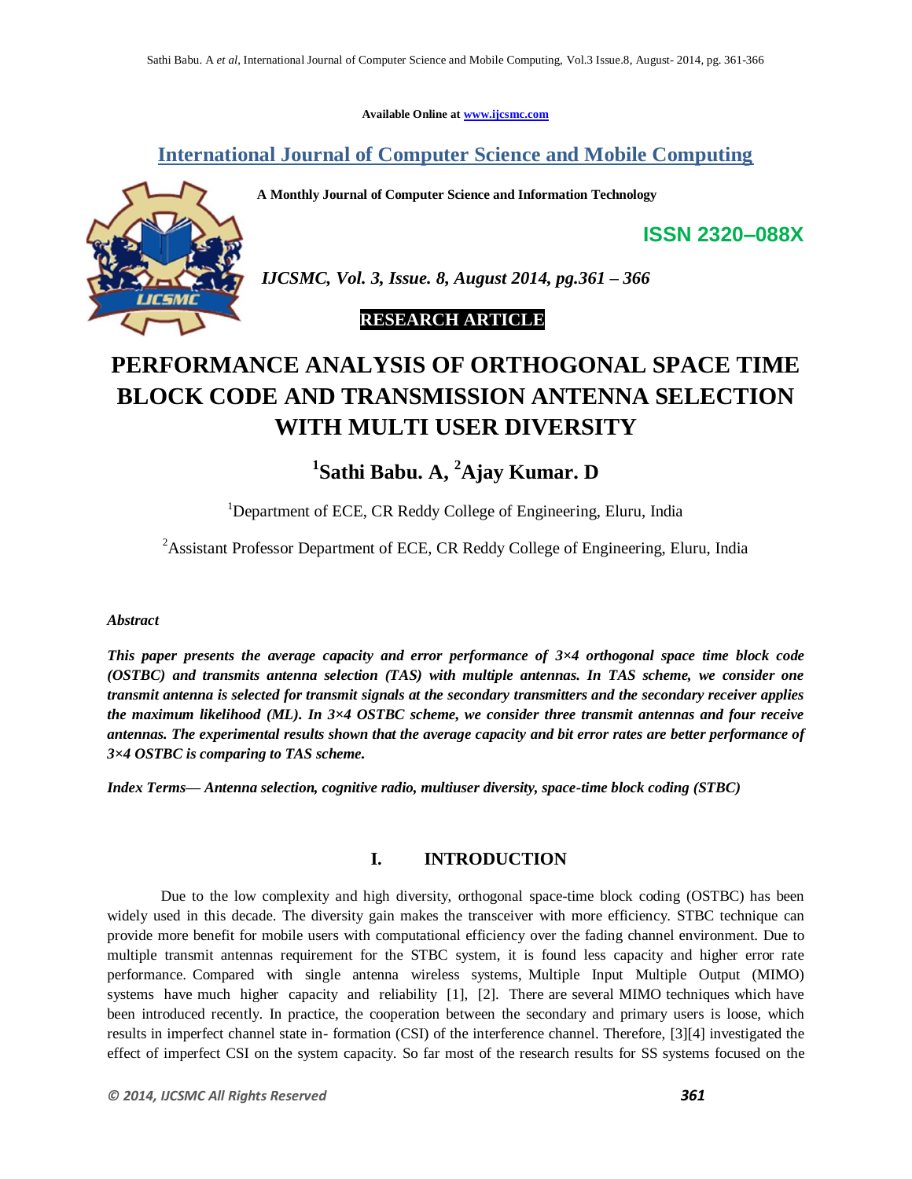Available Online at www.ijcsmc.com

## International Journal of Computer Science and Mobile Computing

**A Monthly Journal of Computer Science and Information Technology**

**ISSN 2320–088X**

*IJCSMC, Vol. 3, Issue. 8, August 2014, pg.361 – 366*

**RESEARCH ARTICLE**

# PERFORMANCE ANALYSIS OF ORTHOGONAL SPACE TIME BLOCK CODE AND TRANSMISSION ANTENNA SELECTION WITH MULTI USER DIVERSITY

**[1]Sathi Babu. A, [2]Ajay Kumar. D**

[1]Department of ECE, CR Reddy College of Engineering, Eluru, India

[2]Assistant Professor Department of ECE, CR Reddy College of Engineering, Eluru, India

*Abstract*

***This paper presents the average capacity and error performance of 3×4 orthogonal space time block code (OSTBC) and transmits antenna selection (TAS) with multiple antennas. In TAS scheme, we consider one transmit antenna is selected for transmit signals at the secondary transmitters and the secondary receiver applies the maximum likelihood (ML). In 3×4 OSTBC scheme, we consider three transmit antennas and four receive antennas. The experimental results shown that the average capacity and bit error rates are better performance of 3×4 OSTBC is comparing to TAS scheme.***

***Index Terms— Antenna selection, cognitive radio, multiuser diversity, space-time block coding (STBC)***

## I. INTRODUCTION

Due to the low complexity and high diversity, orthogonal space-time block coding (OSTBC) has been widely used in this decade. The diversity gain makes the transceiver with more efficiency. STBC technique can provide more benefit for mobile users with computational efficiency over the fading channel environment. Due to multiple transmit antennas requirement for the STBC system, it is found less capacity and higher error rate performance. Compared with single antenna wireless systems, Multiple Input Multiple Output (MIMO) systems have much higher capacity and reliability [1], [2]. There are several MIMO techniques which have been introduced recently. In practice, the cooperation between the secondary and primary users is loose, which results in imperfect channel state in- formation (CSI) of the interference channel. Therefore, [3][4] investigated the effect of imperfect CSI on the system capacity. So far most of the research results for SS systems focused on the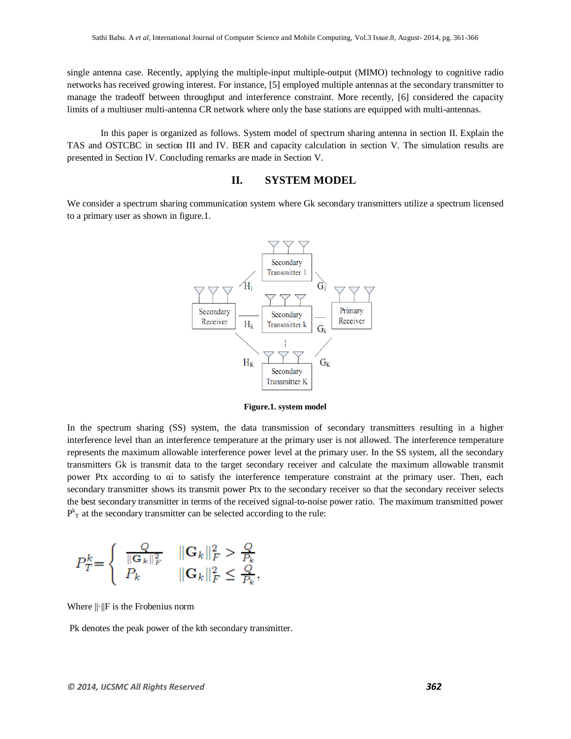single antenna case. Recently, applying the multiple-input multiple-output (MIMO) technology to cognitive radio networks has received growing interest. For instance, [5] employed multiple antennas at the secondary transmitter to manage the tradeoff between throughput and interference constraint. More recently, [6] considered the capacity limits of a multiuser multi-antenna CR network where only the base stations are equipped with multi-antennas.

In this paper is organized as follows. System model of spectrum sharing antenna in section II. Explain the TAS and OSTCBC in section III and IV. BER and capacity calculation in section V. The simulation results are presented in Section IV. Concluding remarks are made in Section V.

## II. SYSTEM MODEL

We consider a spectrum sharing communication system where Gk secondary transmitters utilize a spectrum licensed to a primary user as shown in figure.1.

**Figure.1. system model**

In the spectrum sharing (SS) system, the data transmission of secondary transmitters resulting in a higher interference level than an interference temperature at the primary user is not allowed. The interference temperature represents the maximum allowable interference power level at the primary user. In the SS system, all the secondary transmitters Gk is transmit data to the target secondary receiver and calculate the maximum allowable transmit power Ptx according to $\alpha i$ to satisfy the interference temperature constraint at the primary user. Then, each secondary transmitter shows its transmit power Ptx to the secondary receiver so that the secondary receiver selects the best secondary transmitter in terms of the received signal-to-noise power ratio. The maximum transmitted power $P^k_T$ at the secondary transmitter can be selected according to the rule:

$$P_T^k = \begin{cases} \frac{Q}{\|\mathbf{G}_k\|_F^2} & \|\mathbf{G}_k\|_F^2 > \frac{Q}{P_k} \\ P_k & \|\mathbf{G}_k\|_F^2 \leq \frac{Q}{P_k}, \end{cases}$$

Where $\|\cdot\|_F$ is the Frobenius norm

Pk denotes the peak power of the kth secondary transmitter.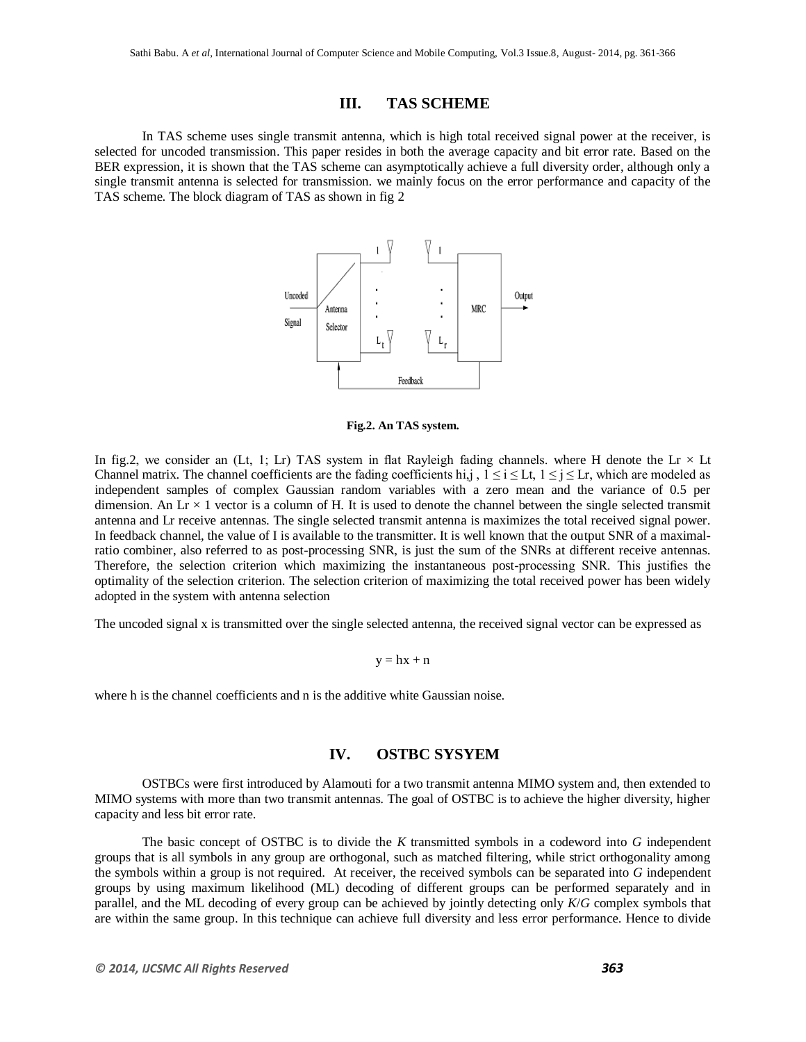## III. TAS SCHEME

In TAS scheme uses single transmit antenna, which is high total received signal power at the receiver, is selected for uncoded transmission. This paper resides in both the average capacity and bit error rate. Based on the BER expression, it is shown that the TAS scheme can asymptotically achieve a full diversity order, although only a single transmit antenna is selected for transmission. we mainly focus on the error performance and capacity of the TAS scheme. The block diagram of TAS as shown in fig 2

**Fig.2. An TAS system.**

In fig.2, we consider an (Lt, 1; Lr) TAS system in flat Rayleigh fading channels. where H denote the $Lr \times Lt$ Channel matrix. The channel coefficients are the fading coefficients $h_{i,j}$ , $1 \leq i \leq Lt$, $1 \leq j \leq Lr$, which are modeled as independent samples of complex Gaussian random variables with a zero mean and the variance of 0.5 per dimension. An $Lr \times 1$ vector is a column of H. It is used to denote the channel between the single selected transmit antenna and Lr receive antennas. The single selected transmit antenna is maximizes the total received signal power. In feedback channel, the value of I is available to the transmitter. It is well known that the output SNR of a maximal-ratio combiner, also referred to as post-processing SNR, is just the sum of the SNRs at different receive antennas. Therefore, the selection criterion which maximizing the instantaneous post-processing SNR. This justifies the optimality of the selection criterion. The selection criterion of maximizing the total received power has been widely adopted in the system with antenna selection

The uncoded signal x is transmitted over the single selected antenna, the received signal vector can be expressed as

$$y = hx + n$$

where h is the channel coefficients and n is the additive white Gaussian noise.

## IV. OSTBC SYSYEM

OSTBCs were first introduced by Alamouti for a two transmit antenna MIMO system and, then extended to MIMO systems with more than two transmit antennas. The goal of OSTBC is to achieve the higher diversity, higher capacity and less bit error rate.

The basic concept of OSTBC is to divide the *K* transmitted symbols in a codeword into *G* independent groups that is all symbols in any group are orthogonal, such as matched filtering, while strict orthogonality among the symbols within a group is not required. At receiver, the received symbols can be separated into *G* independent groups by using maximum likelihood (ML) decoding of different groups can be performed separately and in parallel, and the ML decoding of every group can be achieved by jointly detecting only $K/G$ complex symbols that are within the same group. In this technique can achieve full diversity and less error performance. Hence to divide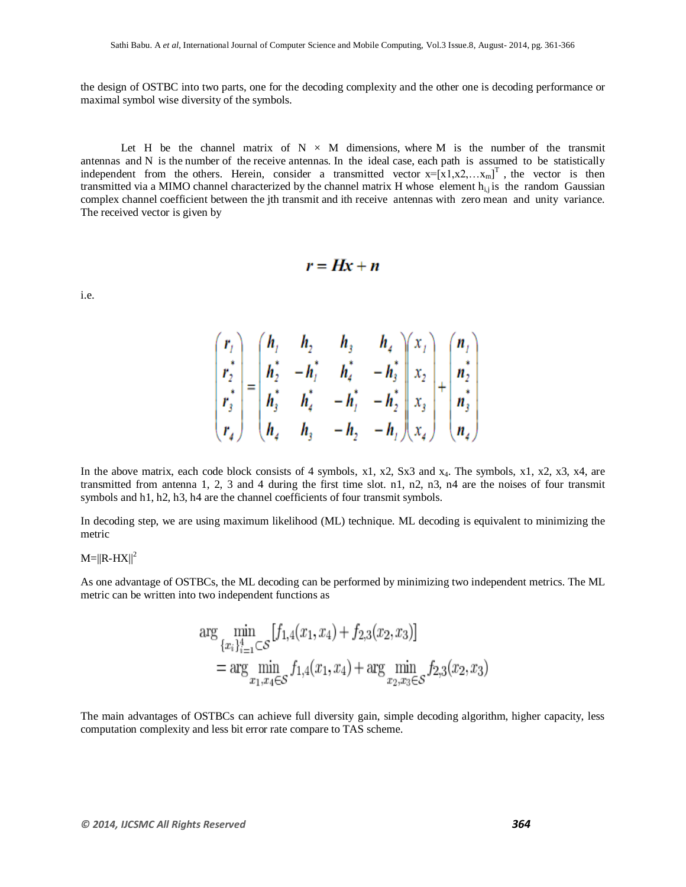the design of OSTBC into two parts, one for the decoding complexity and the other one is decoding performance or maximal symbol wise diversity of the symbols.

Let H be the channel matrix of $N \times M$ dimensions, where M is the number of the transmit antennas and N is the number of the receive antennas. In the ideal case, each path is assumed to be statistically independent from the others. Herein, consider a transmitted vector $x=[x1,x2,\ldots x_m]^T$ , the vector is then transmitted via a MIMO channel characterized by the channel matrix H whose element $h_{i,j}$ is the random Gaussian complex channel coefficient between the jth transmit and ith receive antennas with zero mean and unity variance. The received vector is given by

$$r = Hx + n$$

i.e.

$$\begin{pmatrix} r_1 \\ r_2^* \\ r_3^* \\ r_4 \end{pmatrix} = \begin{pmatrix} h_1 & h_2 & h_3 & h_4 \\ h_2^* & -h_1^* & h_4^* & -h_3^* \\ h_3^* & h_4^* & -h_1^* & -h_2^* \\ h_4 & h_3 & -h_2 & -h_1 \end{pmatrix} \begin{pmatrix} x_1 \\ x_2 \\ x_3 \\ x_4 \end{pmatrix} + \begin{pmatrix} n_1 \\ n_2^* \\ n_3^* \\ n_4 \end{pmatrix}$$

In the above matrix, each code block consists of 4 symbols, x1, x2, Sx3 and $x_4$. The symbols, x1, x2, x3, x4, are transmitted from antenna 1, 2, 3 and 4 during the first time slot. n1, n2, n3, n4 are the noises of four transmit symbols and h1, h2, h3, h4 are the channel coefficients of four transmit symbols.

In decoding step, we are using maximum likelihood (ML) technique. ML decoding is equivalent to minimizing the metric

$M=||R-HX||^2$

As one advantage of OSTBCs, the ML decoding can be performed by minimizing two independent metrics. The ML metric can be written into two independent functions as

$$\begin{aligned} &\arg \min_{\{x_i\}_{i=1}^4 \subset \mathcal{S}} [f_{1,4}(x_1, x_4) + f_{2,3}(x_2, x_3)] \\ &= \arg \min_{x_1, x_4 \in \mathcal{S}} f_{1,4}(x_1, x_4) + \arg \min_{x_2, x_3 \in \mathcal{S}} f_{2,3}(x_2, x_3) \end{aligned}$$

The main advantages of OSTBCs can achieve full diversity gain, simple decoding algorithm, higher capacity, less computation complexity and less bit error rate compare to TAS scheme.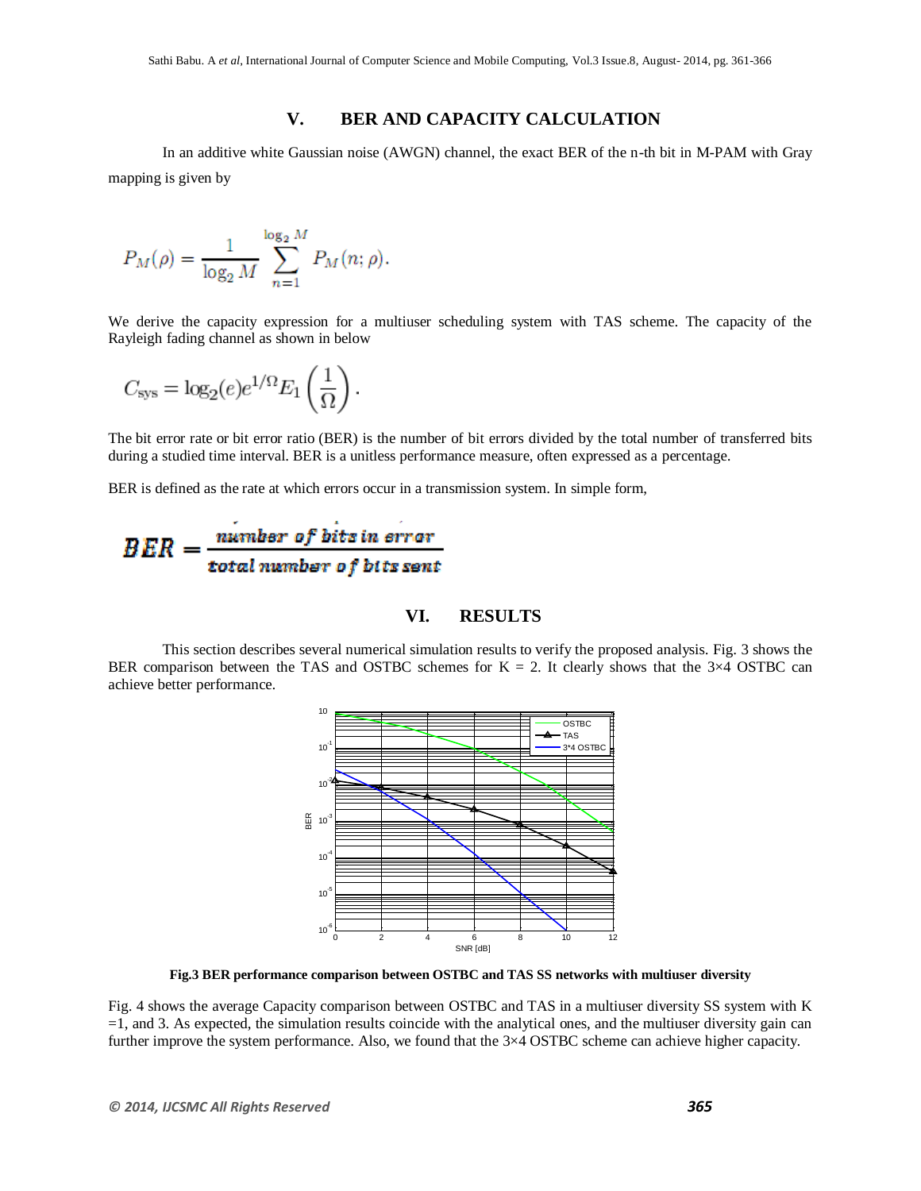## V. BER AND CAPACITY CALCULATION

In an additive white Gaussian noise (AWGN) channel, the exact BER of the n-th bit in M-PAM with Gray mapping is given by

$$P_M(\rho) = \frac{1}{\log_2 M} \sum_{n=1}^{\log_2 M} P_M(n; \rho).$$

We derive the capacity expression for a multiuser scheduling system with TAS scheme. The capacity of the Rayleigh fading channel as shown in below

$$C_{\text{sys}} = \log_2(e) e^{1/\Omega} E_1\left(\frac{1}{\Omega}\right).$$

The bit error rate or bit error ratio (BER) is the number of bit errors divided by the total number of transferred bits during a studied time interval. BER is a unitless performance measure, often expressed as a percentage.

BER is defined as the rate at which errors occur in a transmission system. In simple form,

$$BER = \frac{\text{number of bits in error}}{\text{total number of bits sent}}$$

## VI. RESULTS

This section describes several numerical simulation results to verify the proposed analysis. Fig. 3 shows the BER comparison between the TAS and OSTBC schemes for K = 2. It clearly shows that the 3×4 OSTBC can achieve better performance.

**Fig.3 BER performance comparison between OSTBC and TAS SS networks with multiuser diversity**

Fig. 4 shows the average Capacity comparison between OSTBC and TAS in a multiuser diversity SS system with K =1, and 3. As expected, the simulation results coincide with the analytical ones, and the multiuser diversity gain can further improve the system performance. Also, we found that the 3×4 OSTBC scheme can achieve higher capacity.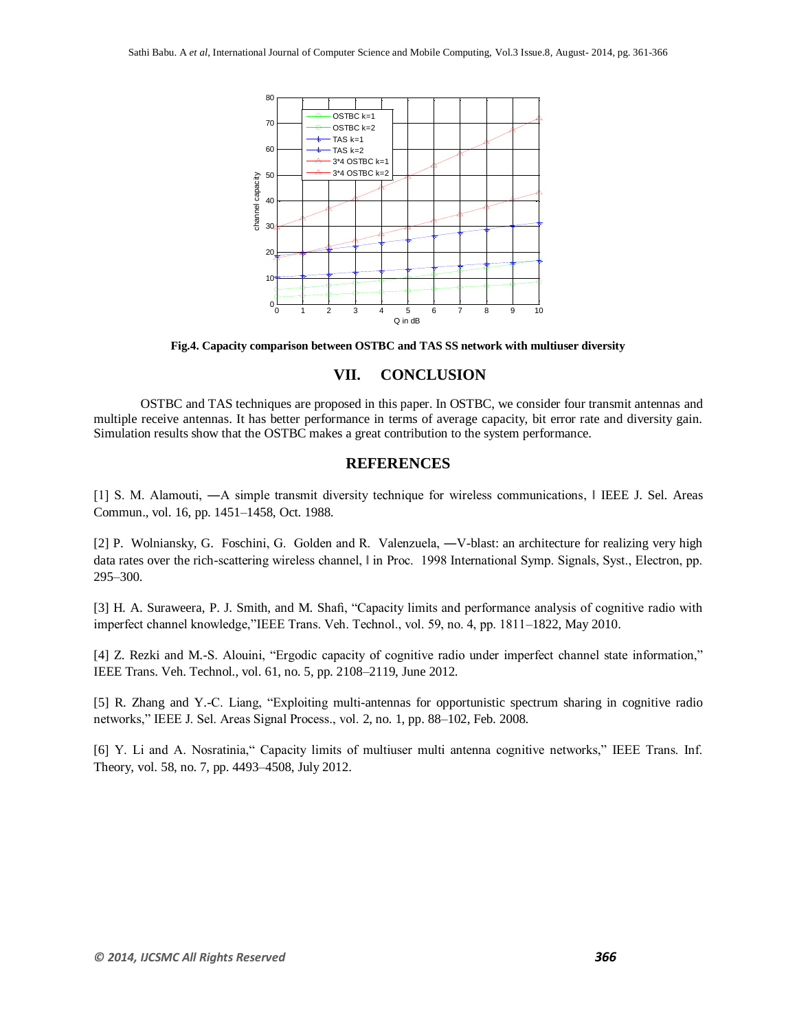80
70
60
50
40
30
20
10
0
0 1 2 3 4 5 6 7 8 9 10
Q in dB
channel capacity
OSTBC k=1
OSTBC k=2
TAS k=1
TAS k=2
3*4 OSTBC k=1
3*4 OSTBC k=2

**Fig.4. Capacity comparison between OSTBC and TAS SS network with multiuser diversity**

## VII. CONCLUSION

OSTBC and TAS techniques are proposed in this paper. In OSTBC, we consider four transmit antennas and multiple receive antennas. It has better performance in terms of average capacity, bit error rate and diversity gain. Simulation results show that the OSTBC makes a great contribution to the system performance.

## REFERENCES

[1] S. M. Alamouti, ―A simple transmit diversity technique for wireless communications,‖ IEEE J. Sel. Areas Commun., vol. 16, pp. 1451–1458, Oct. 1988.

[2] P. Wolniansky, G. Foschini, G. Golden and R. Valenzuela, ―V-blast: an architecture for realizing very high data rates over the rich-scattering wireless channel,‖ in Proc. 1998 International Symp. Signals, Syst., Electron, pp. 295–300.

[3] H. A. Suraweera, P. J. Smith, and M. Shafi, "Capacity limits and performance analysis of cognitive radio with imperfect channel knowledge,"IEEE Trans. Veh. Technol., vol. 59, no. 4, pp. 1811–1822, May 2010.

[4] Z. Rezki and M.-S. Alouini, "Ergodic capacity of cognitive radio under imperfect channel state information," IEEE Trans. Veh. Technol., vol. 61, no. 5, pp. 2108–2119, June 2012.

[5] R. Zhang and Y.-C. Liang, "Exploiting multi-antennas for opportunistic spectrum sharing in cognitive radio networks," IEEE J. Sel. Areas Signal Process., vol. 2, no. 1, pp. 88–102, Feb. 2008.

[6] Y. Li and A. Nosratinia," Capacity limits of multiuser multi antenna cognitive networks," IEEE Trans. Inf. Theory, vol. 58, no. 7, pp. 4493–4508, July 2012.